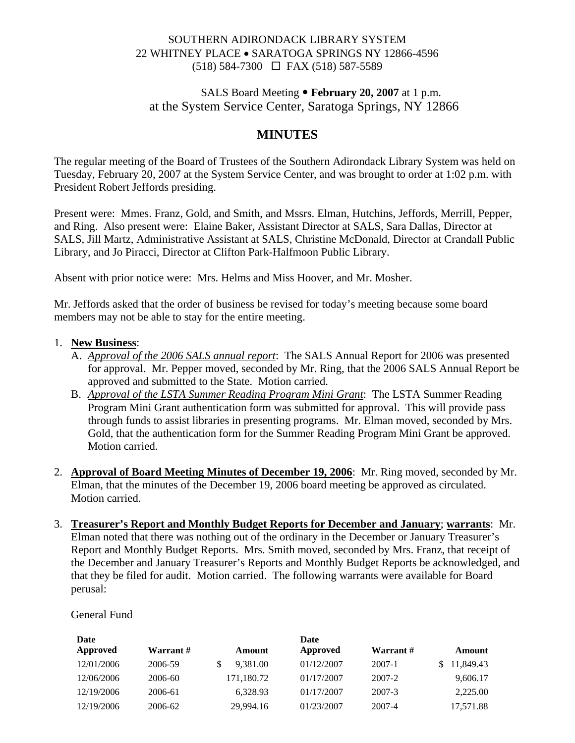SOUTHERN ADIRONDACK LIBRARY SYSTEM
22 WHITNEY PLACE • SARATOGA SPRINGS NY 12866-4596
(518) 584-7300 ☐ FAX (518) 587-5589

SALS Board Meeting • **February 20, 2007** at 1 p.m.
at the System Service Center, Saratoga Springs, NY 12866

# MINUTES

The regular meeting of the Board of Trustees of the Southern Adirondack Library System was held on Tuesday, February 20, 2007 at the System Service Center, and was brought to order at 1:02 p.m. with President Robert Jeffords presiding.

Present were: Mmes. Franz, Gold, and Smith, and Mssrs. Elman, Hutchins, Jeffords, Merrill, Pepper, and Ring. Also present were: Elaine Baker, Assistant Director at SALS, Sara Dallas, Director at SALS, Jill Martz, Administrative Assistant at SALS, Christine McDonald, Director at Crandall Public Library, and Jo Piracci, Director at Clifton Park-Halfmoon Public Library.

Absent with prior notice were: Mrs. Helms and Miss Hoover, and Mr. Mosher.

Mr. Jeffords asked that the order of business be revised for today's meeting because some board members may not be able to stay for the entire meeting.

1. **New Business**:
   A. *Approval of the 2006 SALS annual report*: The SALS Annual Report for 2006 was presented for approval. Mr. Pepper moved, seconded by Mr. Ring, that the 2006 SALS Annual Report be approved and submitted to the State. Motion carried.
   B. *Approval of the LSTA Summer Reading Program Mini Grant*: The LSTA Summer Reading Program Mini Grant authentication form was submitted for approval. This will provide pass through funds to assist libraries in presenting programs. Mr. Elman moved, seconded by Mrs. Gold, that the authentication form for the Summer Reading Program Mini Grant be approved. Motion carried.

2. **Approval of Board Meeting Minutes of December 19, 2006**: Mr. Ring moved, seconded by Mr. Elman, that the minutes of the December 19, 2006 board meeting be approved as circulated. Motion carried.

3. **Treasurer's Report and Monthly Budget Reports for December and January**; **warrants**: Mr. Elman noted that there was nothing out of the ordinary in the December or January Treasurer's Report and Monthly Budget Reports. Mrs. Smith moved, seconded by Mrs. Franz, that receipt of the December and January Treasurer's Reports and Monthly Budget Reports be acknowledged, and that they be filed for audit. Motion carried. The following warrants were available for Board perusal:

General Fund

| Date Approved | Warrant # | Amount | Date Approved | Warrant # | Amount |
|---|---|---|---|---|---|
| 12/01/2006 | 2006-59 | $ 9,381.00 | 01/12/2007 | 2007-1 | $ 11,849.43 |
| 12/06/2006 | 2006-60 | 171,180.72 | 01/17/2007 | 2007-2 | 9,606.17 |
| 12/19/2006 | 2006-61 | 6,328.93 | 01/17/2007 | 2007-3 | 2,225.00 |
| 12/19/2006 | 2006-62 | 29,994.16 | 01/23/2007 | 2007-4 | 17,571.88 |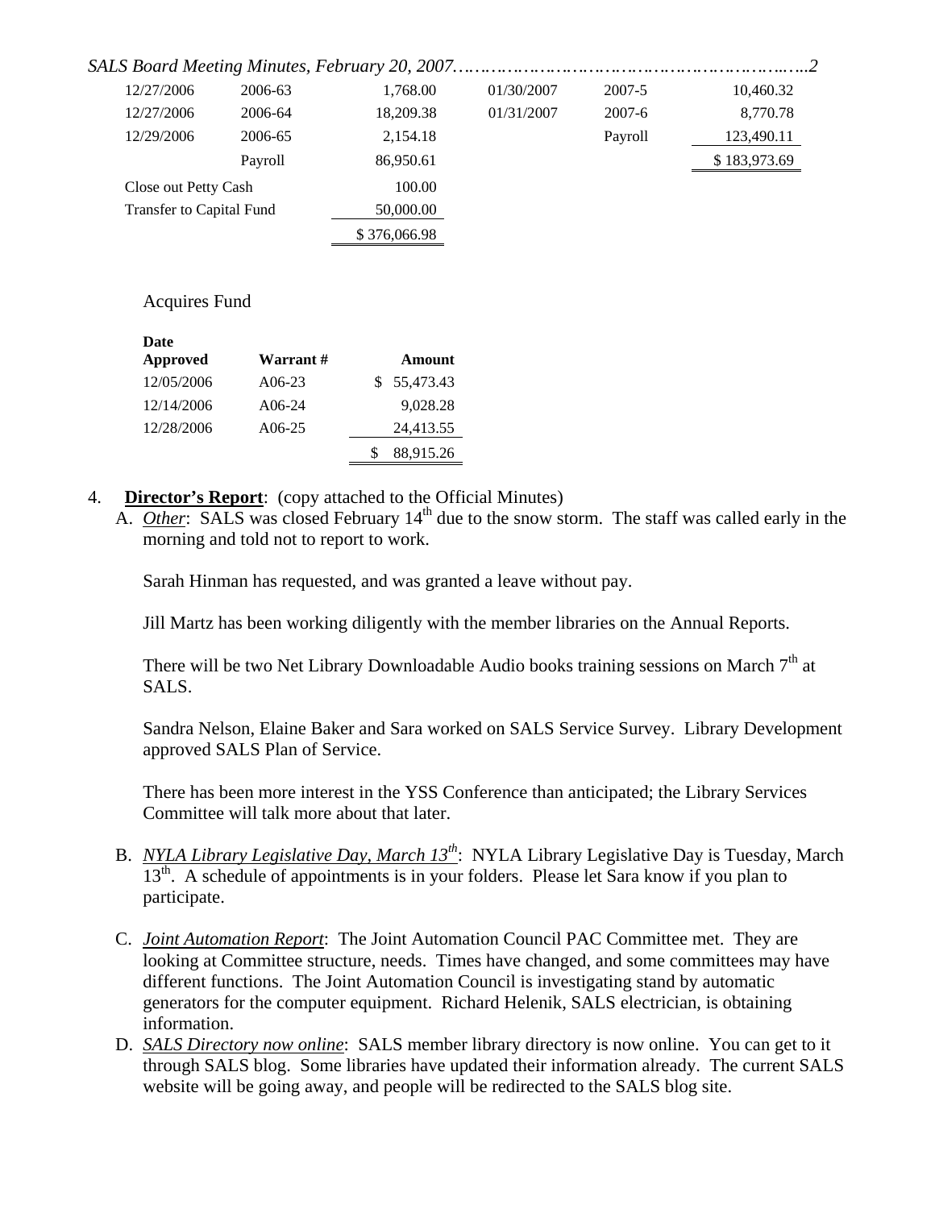| | | | | | |
|---|---|---|---|---|---|
| 12/27/2006 | 2006-63 | 1,768.00 | 01/30/2007 | 2007-5 | 10,460.32 |
| 12/27/2006 | 2006-64 | 18,209.38 | 01/31/2007 | 2007-6 | 8,770.78 |
| 12/29/2006 | 2006-65 | 2,154.18 | | Payroll | 123,490.11 |
| | Payroll | 86,950.61 | | | $ 183,973.69 |
| Close out Petty Cash | | 100.00 | | | |
| Transfer to Capital Fund | | 50,000.00 | | | |
| | | $ 376,066.98 | | | |

Acquires Fund

| Date Approved | Warrant # | Amount |
|---|---|---|
| 12/05/2006 | A06-23 | $ 55,473.43 |
| 12/14/2006 | A06-24 | 9,028.28 |
| 12/28/2006 | A06-25 | 24,413.55 |
| | | $ 88,915.26 |

4. **Director's Report**: (copy attached to the Official Minutes)

   A. *Other*: SALS was closed February 14th due to the snow storm. The staff was called early in the morning and told not to report to work.

   Sarah Hinman has requested, and was granted a leave without pay.

   Jill Martz has been working diligently with the member libraries on the Annual Reports.

   There will be two Net Library Downloadable Audio books training sessions on March 7th at SALS.

   Sandra Nelson, Elaine Baker and Sara worked on SALS Service Survey. Library Development approved SALS Plan of Service.

   There has been more interest in the YSS Conference than anticipated; the Library Services Committee will talk more about that later.

   B. *NYLA Library Legislative Day, March 13th*: NYLA Library Legislative Day is Tuesday, March 13th. A schedule of appointments is in your folders. Please let Sara know if you plan to participate.

   C. *Joint Automation Report*: The Joint Automation Council PAC Committee met. They are looking at Committee structure, needs. Times have changed, and some committees may have different functions. The Joint Automation Council is investigating stand by automatic generators for the computer equipment. Richard Helenik, SALS electrician, is obtaining information.

   D. *SALS Directory now online*: SALS member library directory is now online. You can get to it through SALS blog. Some libraries have updated their information already. The current SALS website will be going away, and people will be redirected to the SALS blog site.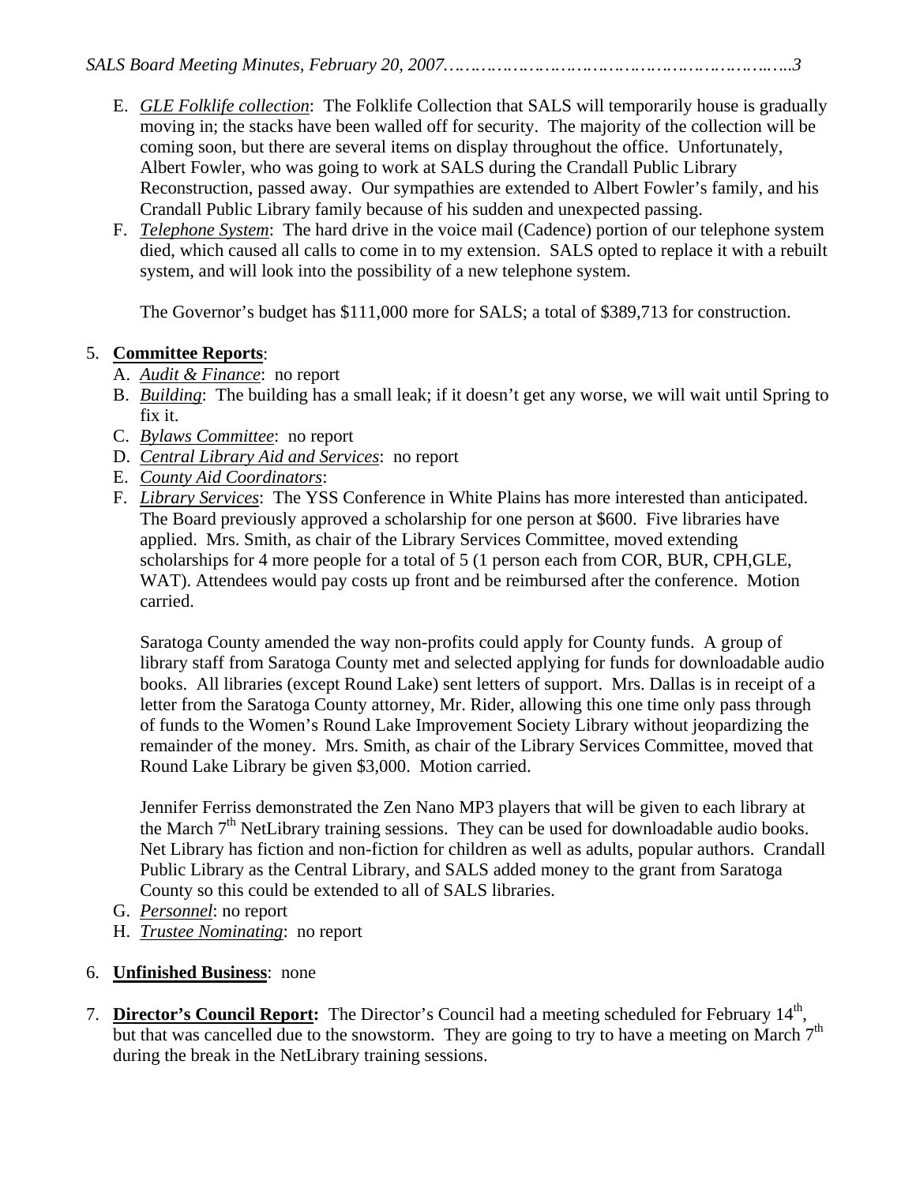E. *GLE Folklife collection*: The Folklife Collection that SALS will temporarily house is gradually moving in; the stacks have been walled off for security. The majority of the collection will be coming soon, but there are several items on display throughout the office. Unfortunately, Albert Fowler, who was going to work at SALS during the Crandall Public Library Reconstruction, passed away. Our sympathies are extended to Albert Fowler's family, and his Crandall Public Library family because of his sudden and unexpected passing.

F. *Telephone System*: The hard drive in the voice mail (Cadence) portion of our telephone system died, which caused all calls to come in to my extension. SALS opted to replace it with a rebuilt system, and will look into the possibility of a new telephone system.

The Governor's budget has $111,000 more for SALS; a total of $389,713 for construction.

5. **Committee Reports**:
   A. *Audit & Finance*: no report
   B. *Building*: The building has a small leak; if it doesn't get any worse, we will wait until Spring to fix it.
   C. *Bylaws Committee*: no report
   D. *Central Library Aid and Services*: no report
   E. *County Aid Coordinators*:
   F. *Library Services*: The YSS Conference in White Plains has more interested than anticipated. The Board previously approved a scholarship for one person at $600. Five libraries have applied. Mrs. Smith, as chair of the Library Services Committee, moved extending scholarships for 4 more people for a total of 5 (1 person each from COR, BUR, CPH,GLE, WAT). Attendees would pay costs up front and be reimbursed after the conference. Motion carried.

      Saratoga County amended the way non-profits could apply for County funds. A group of library staff from Saratoga County met and selected applying for funds for downloadable audio books. All libraries (except Round Lake) sent letters of support. Mrs. Dallas is in receipt of a letter from the Saratoga County attorney, Mr. Rider, allowing this one time only pass through of funds to the Women's Round Lake Improvement Society Library without jeopardizing the remainder of the money. Mrs. Smith, as chair of the Library Services Committee, moved that Round Lake Library be given $3,000. Motion carried.

      Jennifer Ferriss demonstrated the Zen Nano MP3 players that will be given to each library at the March 7th NetLibrary training sessions. They can be used for downloadable audio books. Net Library has fiction and non-fiction for children as well as adults, popular authors. Crandall Public Library as the Central Library, and SALS added money to the grant from Saratoga County so this could be extended to all of SALS libraries.
   G. *Personnel*: no report
   H. *Trustee Nominating*: no report

6. **Unfinished Business**: none

7. **Director's Council Report:** The Director's Council had a meeting scheduled for February 14th, but that was cancelled due to the snowstorm. They are going to try to have a meeting on March 7th during the break in the NetLibrary training sessions.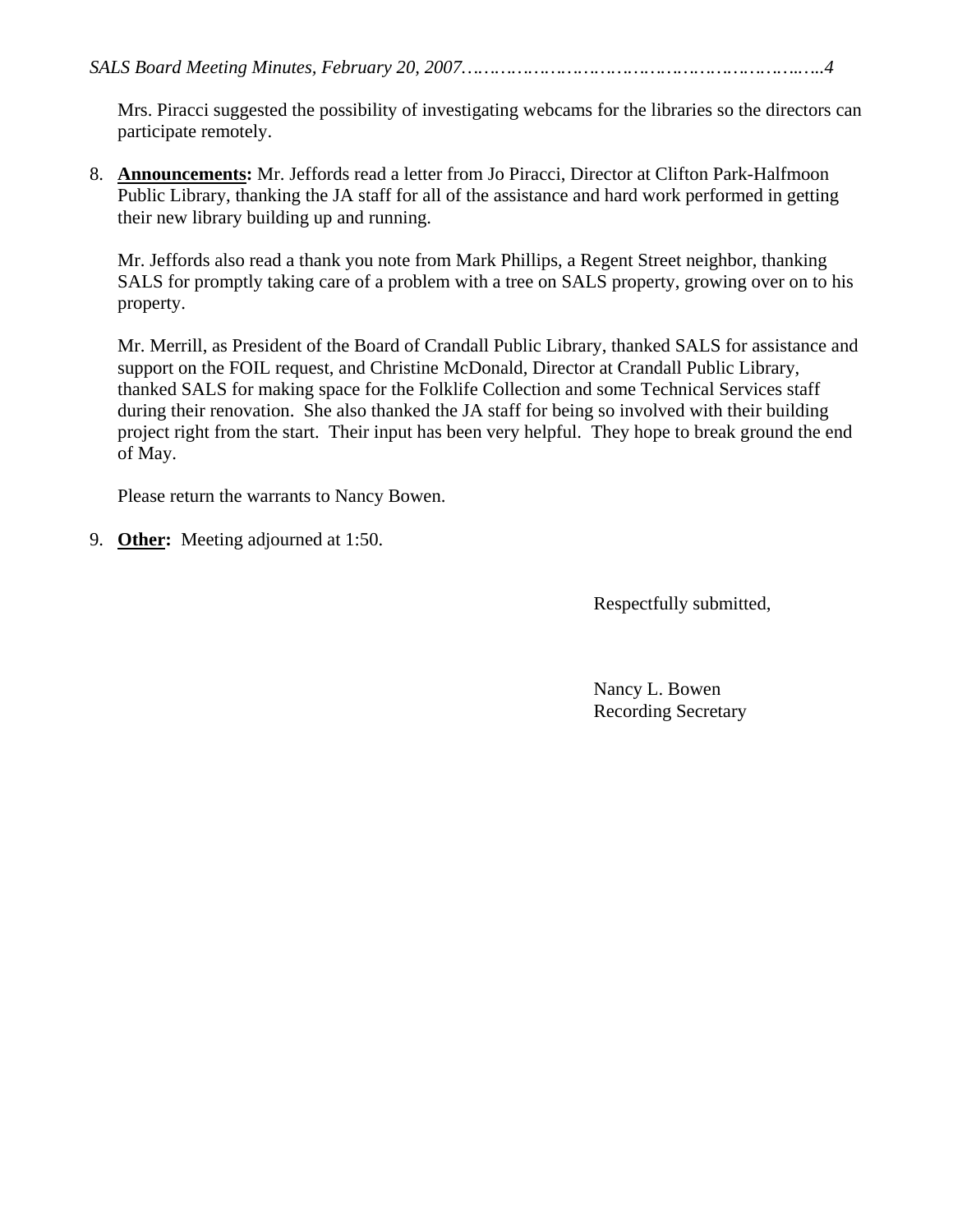Mrs. Piracci suggested the possibility of investigating webcams for the libraries so the directors can participate remotely.

8. **Announcements:** Mr. Jeffords read a letter from Jo Piracci, Director at Clifton Park-Halfmoon Public Library, thanking the JA staff for all of the assistance and hard work performed in getting their new library building up and running.

   Mr. Jeffords also read a thank you note from Mark Phillips, a Regent Street neighbor, thanking SALS for promptly taking care of a problem with a tree on SALS property, growing over on to his property.

   Mr. Merrill, as President of the Board of Crandall Public Library, thanked SALS for assistance and support on the FOIL request, and Christine McDonald, Director at Crandall Public Library, thanked SALS for making space for the Folklife Collection and some Technical Services staff during their renovation. She also thanked the JA staff for being so involved with their building project right from the start. Their input has been very helpful. They hope to break ground the end of May.

   Please return the warrants to Nancy Bowen.

9. **Other:** Meeting adjourned at 1:50.

Respectfully submitted,

Nancy L. Bowen
Recording Secretary